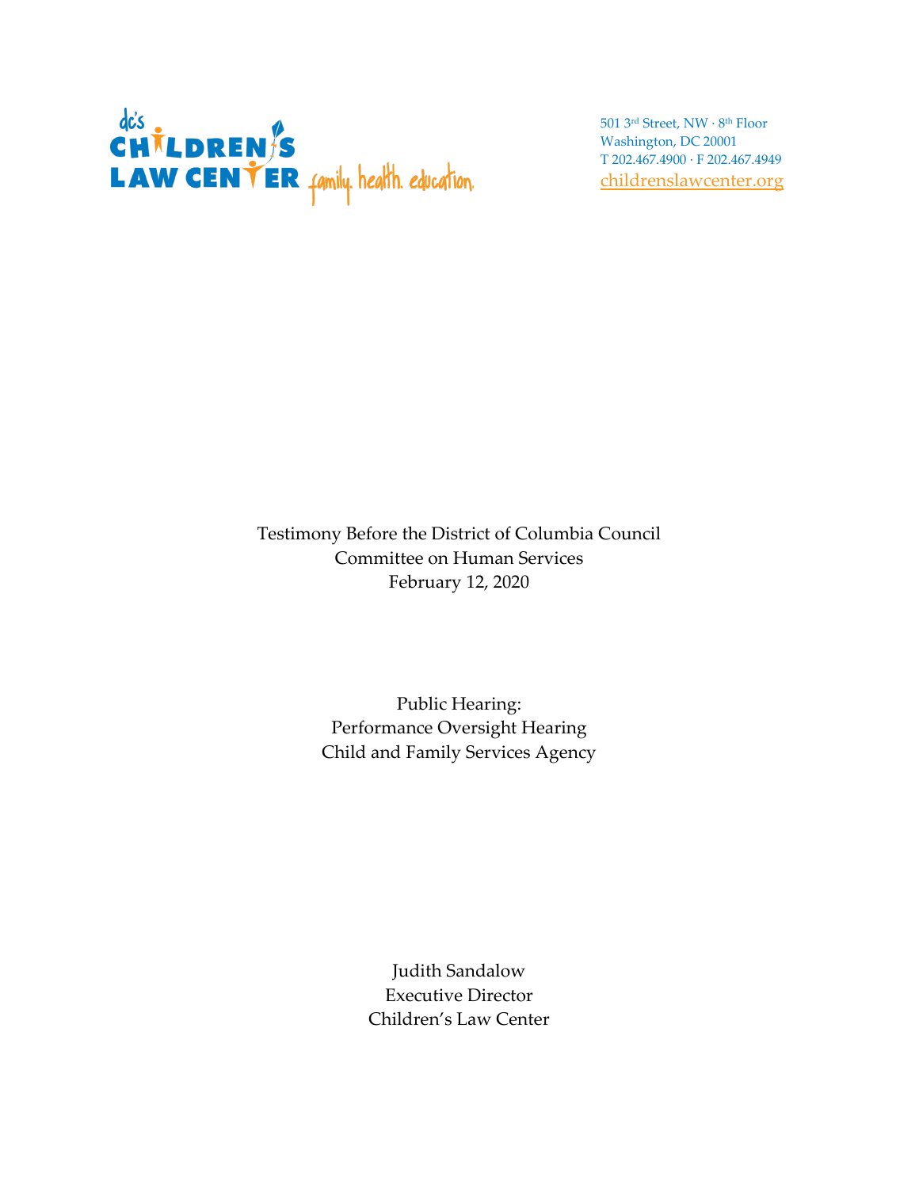dc's CHILDREN'S LAW CENTER family. health. education.

501 3rd Street, NW · 8th Floor
Washington, DC 20001
T 202.467.4900 · F 202.467.4949
childrenslawcenter.org

Testimony Before the District of Columbia Council
Committee on Human Services
February 12, 2020

Public Hearing:
Performance Oversight Hearing
Child and Family Services Agency

Judith Sandalow
Executive Director
Children's Law Center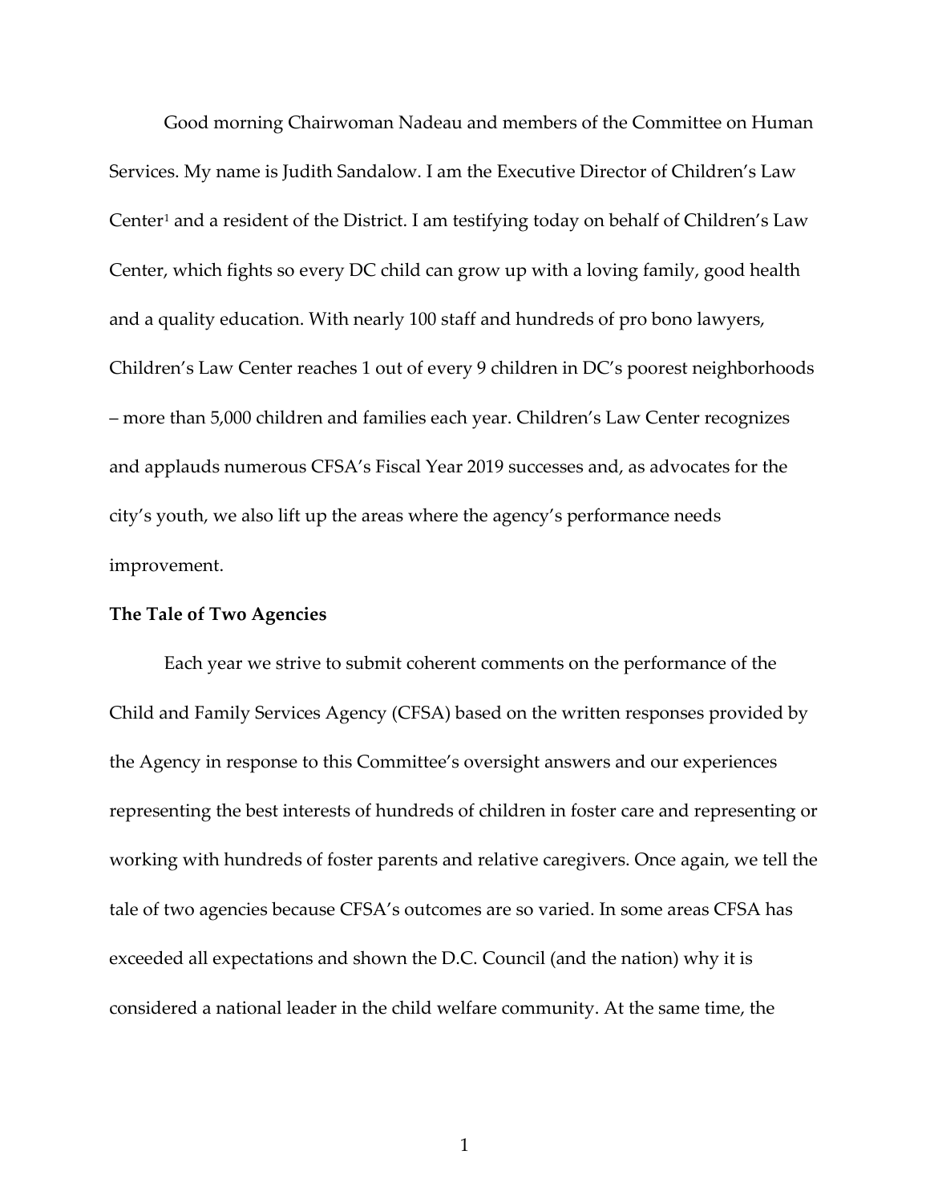Good morning Chairwoman Nadeau and members of the Committee on Human Services. My name is Judith Sandalow. I am the Executive Director of Children's Law Center[1] and a resident of the District. I am testifying today on behalf of Children's Law Center, which fights so every DC child can grow up with a loving family, good health and a quality education. With nearly 100 staff and hundreds of pro bono lawyers, Children's Law Center reaches 1 out of every 9 children in DC's poorest neighborhoods – more than 5,000 children and families each year. Children's Law Center recognizes and applauds numerous CFSA's Fiscal Year 2019 successes and, as advocates for the city's youth, we also lift up the areas where the agency's performance needs improvement.

**The Tale of Two Agencies**

Each year we strive to submit coherent comments on the performance of the Child and Family Services Agency (CFSA) based on the written responses provided by the Agency in response to this Committee's oversight answers and our experiences representing the best interests of hundreds of children in foster care and representing or working with hundreds of foster parents and relative caregivers. Once again, we tell the tale of two agencies because CFSA's outcomes are so varied. In some areas CFSA has exceeded all expectations and shown the D.C. Council (and the nation) why it is considered a national leader in the child welfare community. At the same time, the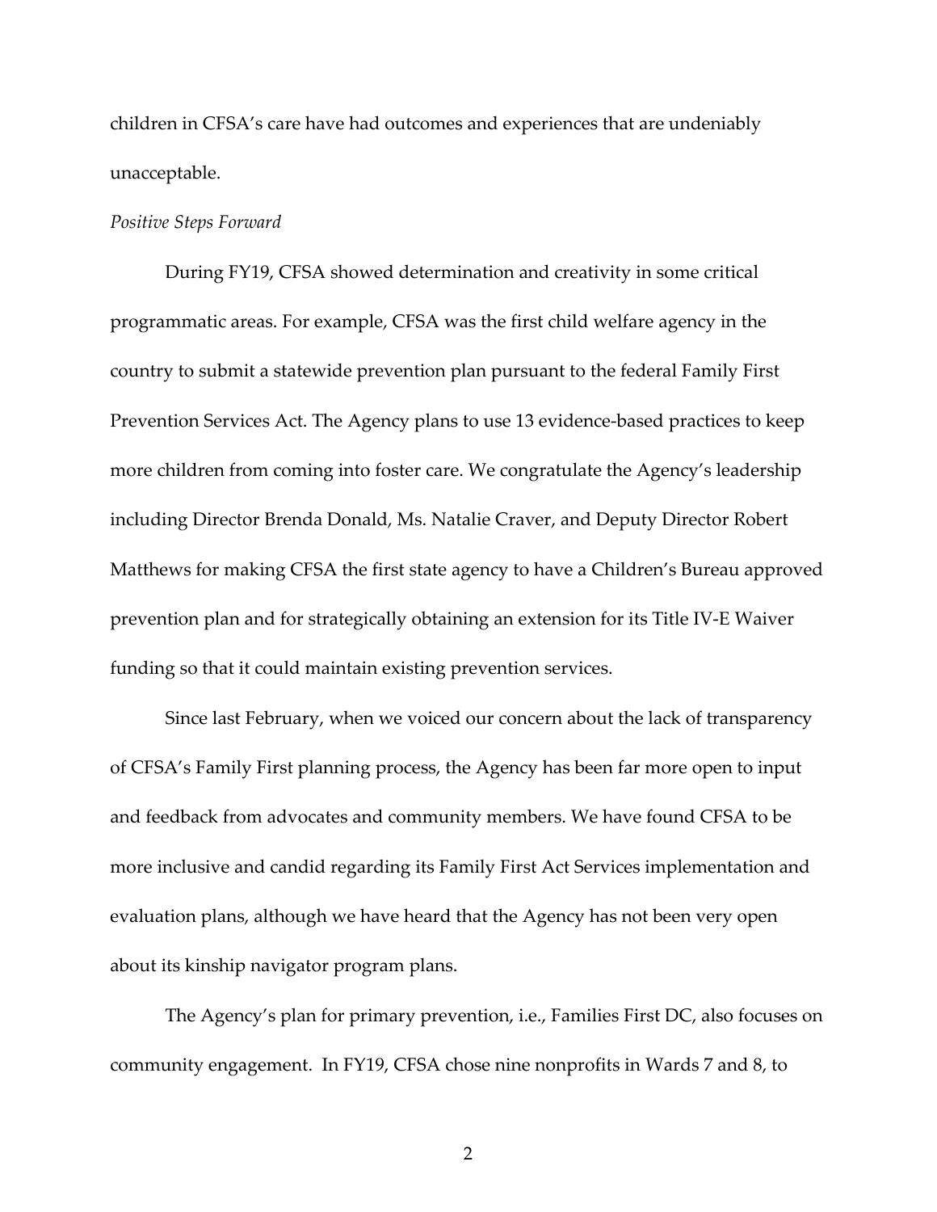children in CFSA's care have had outcomes and experiences that are undeniably unacceptable.

*Positive Steps Forward*

During FY19, CFSA showed determination and creativity in some critical programmatic areas. For example, CFSA was the first child welfare agency in the country to submit a statewide prevention plan pursuant to the federal Family First Prevention Services Act. The Agency plans to use 13 evidence-based practices to keep more children from coming into foster care. We congratulate the Agency's leadership including Director Brenda Donald, Ms. Natalie Craver, and Deputy Director Robert Matthews for making CFSA the first state agency to have a Children's Bureau approved prevention plan and for strategically obtaining an extension for its Title IV-E Waiver funding so that it could maintain existing prevention services.

Since last February, when we voiced our concern about the lack of transparency of CFSA's Family First planning process, the Agency has been far more open to input and feedback from advocates and community members. We have found CFSA to be more inclusive and candid regarding its Family First Act Services implementation and evaluation plans, although we have heard that the Agency has not been very open about its kinship navigator program plans.

The Agency's plan for primary prevention, i.e., Families First DC, also focuses on community engagement. In FY19, CFSA chose nine nonprofits in Wards 7 and 8, to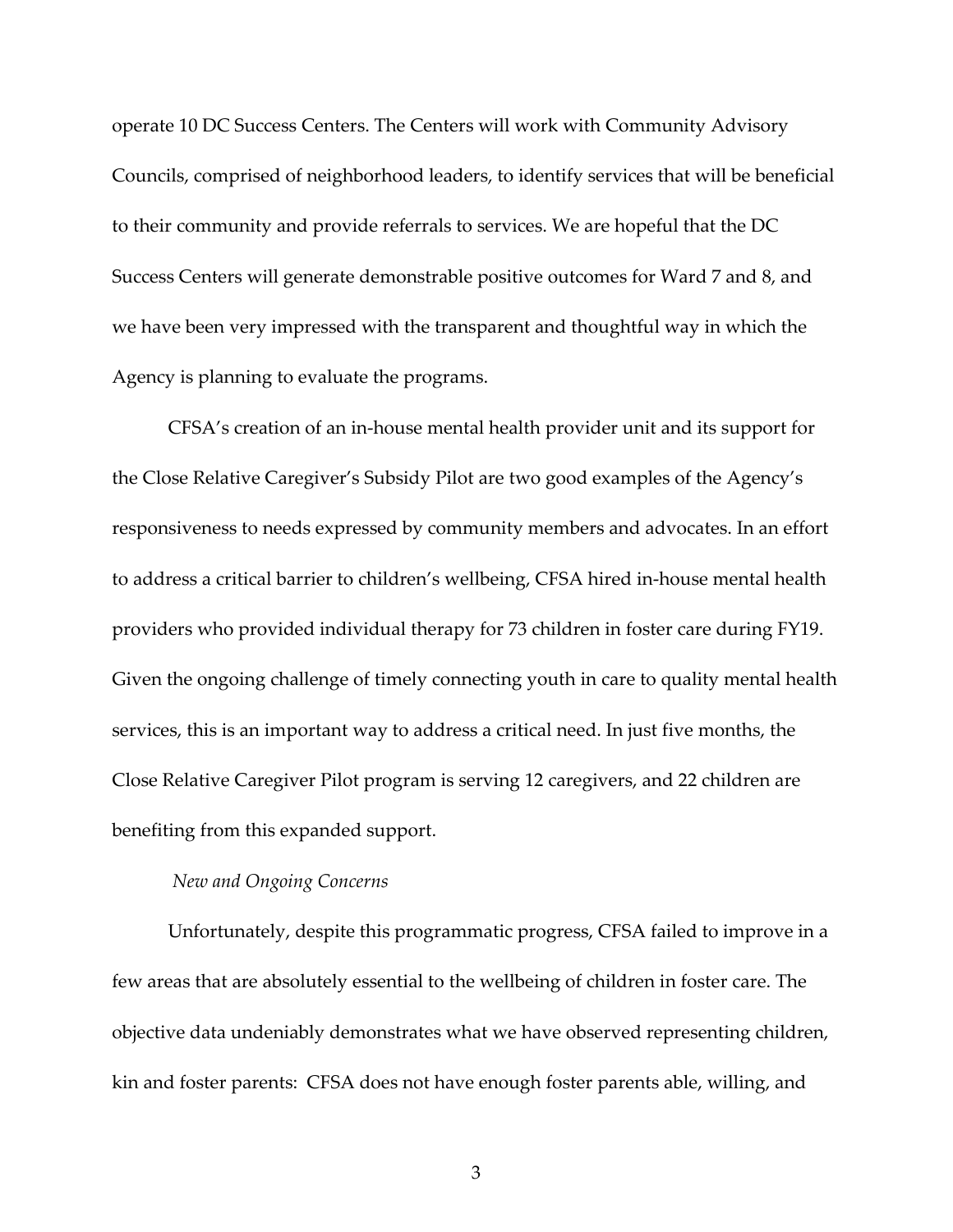operate 10 DC Success Centers. The Centers will work with Community Advisory Councils, comprised of neighborhood leaders, to identify services that will be beneficial to their community and provide referrals to services. We are hopeful that the DC Success Centers will generate demonstrable positive outcomes for Ward 7 and 8, and we have been very impressed with the transparent and thoughtful way in which the Agency is planning to evaluate the programs.

CFSA's creation of an in-house mental health provider unit and its support for the Close Relative Caregiver's Subsidy Pilot are two good examples of the Agency's responsiveness to needs expressed by community members and advocates. In an effort to address a critical barrier to children's wellbeing, CFSA hired in-house mental health providers who provided individual therapy for 73 children in foster care during FY19. Given the ongoing challenge of timely connecting youth in care to quality mental health services, this is an important way to address a critical need. In just five months, the Close Relative Caregiver Pilot program is serving 12 caregivers, and 22 children are benefiting from this expanded support.

*New and Ongoing Concerns*

Unfortunately, despite this programmatic progress, CFSA failed to improve in a few areas that are absolutely essential to the wellbeing of children in foster care. The objective data undeniably demonstrates what we have observed representing children, kin and foster parents: CFSA does not have enough foster parents able, willing, and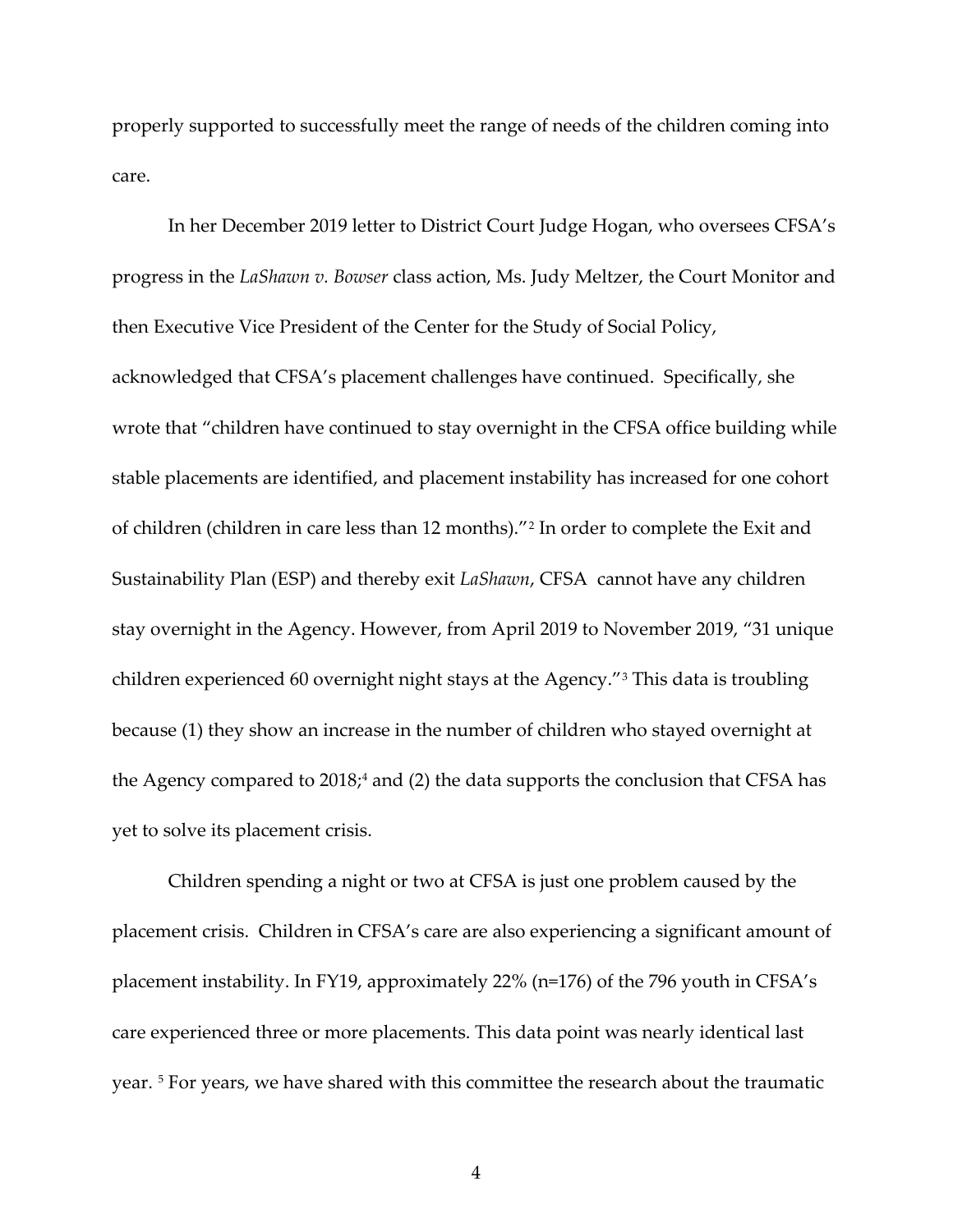properly supported to successfully meet the range of needs of the children coming into care.

In her December 2019 letter to District Court Judge Hogan, who oversees CFSA's progress in the *LaShawn v. Bowser* class action, Ms. Judy Meltzer, the Court Monitor and then Executive Vice President of the Center for the Study of Social Policy, acknowledged that CFSA's placement challenges have continued. Specifically, she wrote that "children have continued to stay overnight in the CFSA office building while stable placements are identified, and placement instability has increased for one cohort of children (children in care less than 12 months)."[2] In order to complete the Exit and Sustainability Plan (ESP) and thereby exit *LaShawn*, CFSA cannot have any children stay overnight in the Agency. However, from April 2019 to November 2019, "31 unique children experienced 60 overnight night stays at the Agency."[3] This data is troubling because (1) they show an increase in the number of children who stayed overnight at the Agency compared to 2018;[4] and (2) the data supports the conclusion that CFSA has yet to solve its placement crisis.

Children spending a night or two at CFSA is just one problem caused by the placement crisis. Children in CFSA's care are also experiencing a significant amount of placement instability. In FY19, approximately 22% (n=176) of the 796 youth in CFSA's care experienced three or more placements. This data point was nearly identical last year. [5] For years, we have shared with this committee the research about the traumatic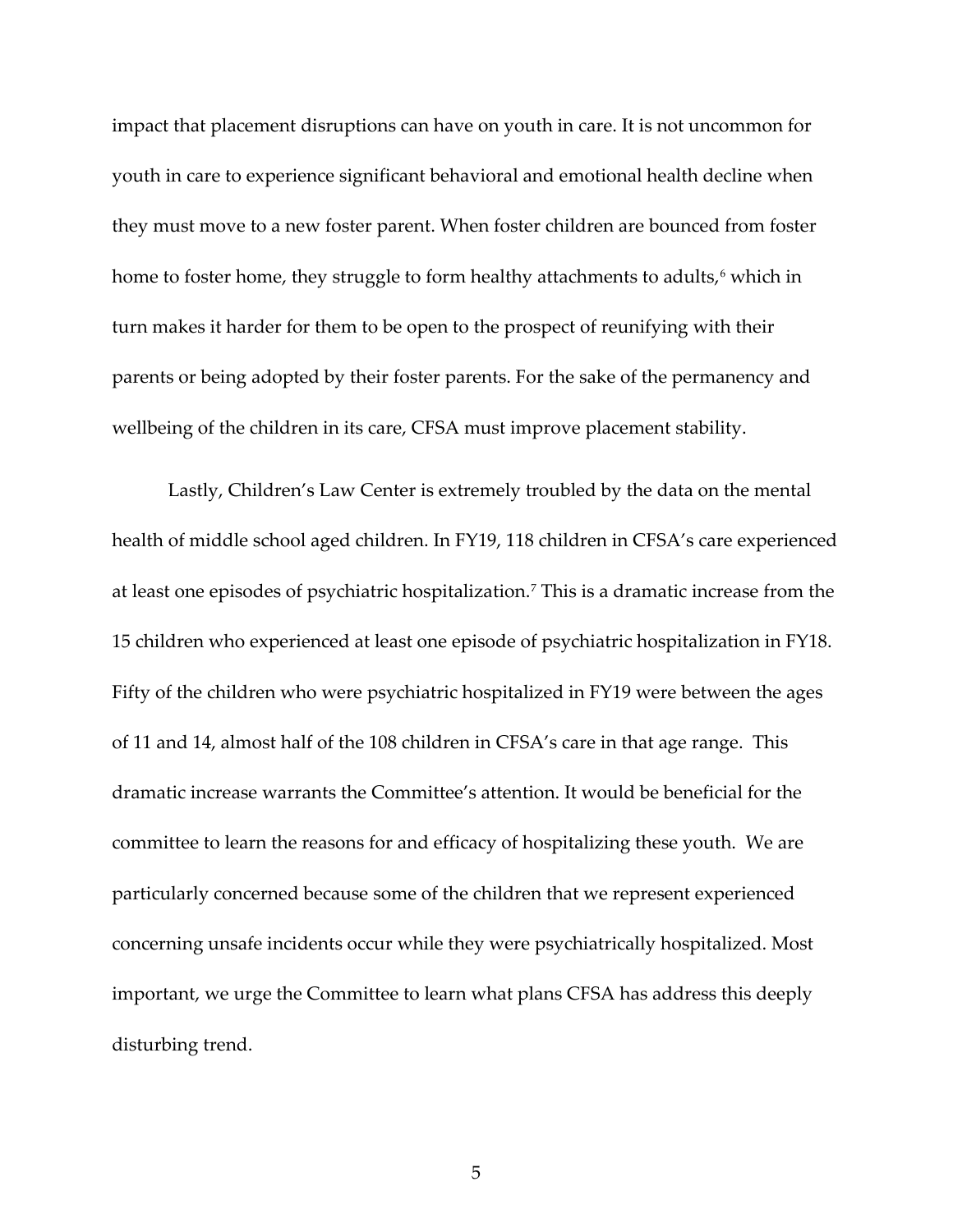impact that placement disruptions can have on youth in care. It is not uncommon for youth in care to experience significant behavioral and emotional health decline when they must move to a new foster parent. When foster children are bounced from foster home to foster home, they struggle to form healthy attachments to adults,[6] which in turn makes it harder for them to be open to the prospect of reunifying with their parents or being adopted by their foster parents. For the sake of the permanency and wellbeing of the children in its care, CFSA must improve placement stability.

Lastly, Children's Law Center is extremely troubled by the data on the mental health of middle school aged children. In FY19, 118 children in CFSA's care experienced at least one episodes of psychiatric hospitalization.[7] This is a dramatic increase from the 15 children who experienced at least one episode of psychiatric hospitalization in FY18. Fifty of the children who were psychiatric hospitalized in FY19 were between the ages of 11 and 14, almost half of the 108 children in CFSA's care in that age range. This dramatic increase warrants the Committee's attention. It would be beneficial for the committee to learn the reasons for and efficacy of hospitalizing these youth. We are particularly concerned because some of the children that we represent experienced concerning unsafe incidents occur while they were psychiatrically hospitalized. Most important, we urge the Committee to learn what plans CFSA has address this deeply disturbing trend.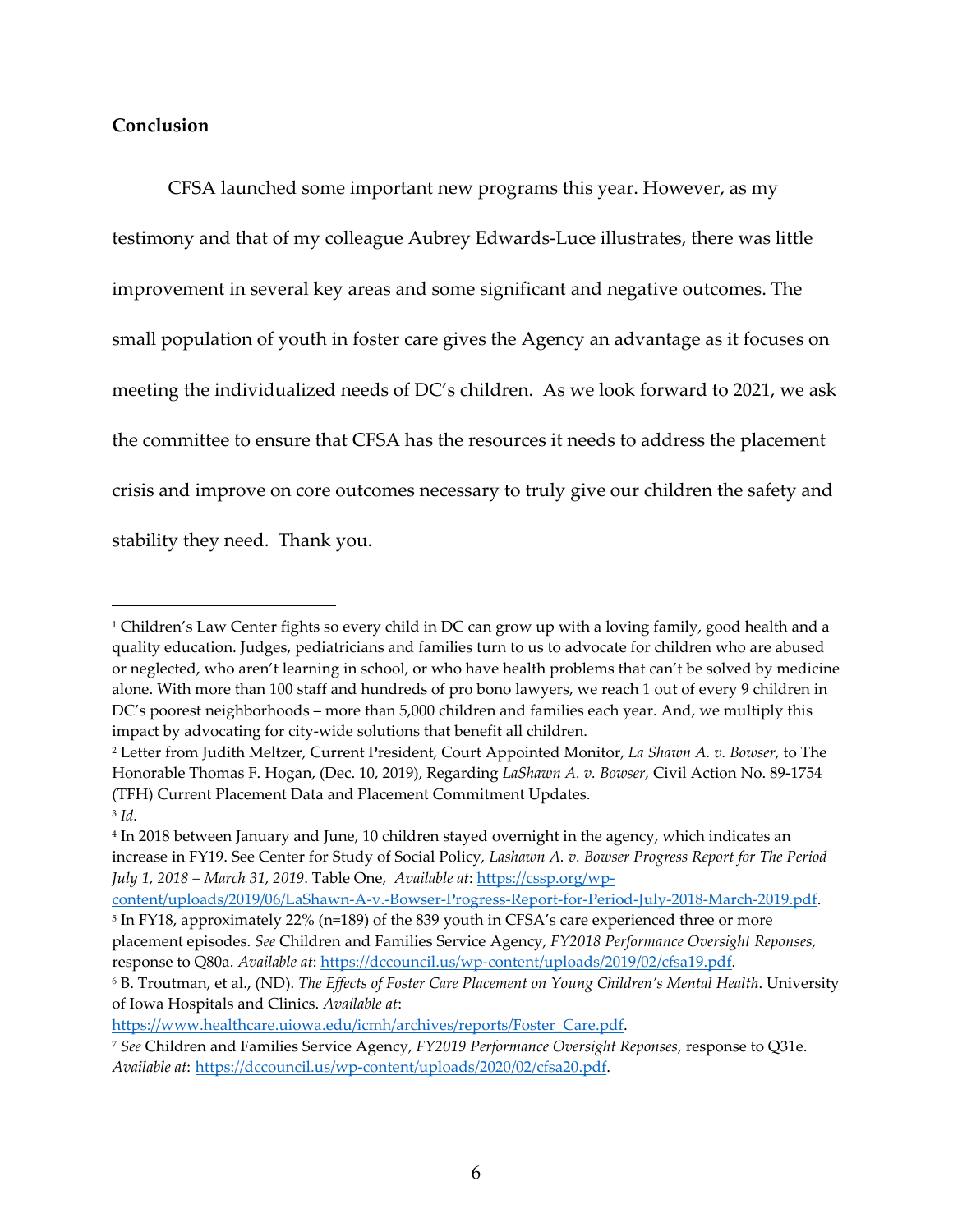**Conclusion**

CFSA launched some important new programs this year. However, as my testimony and that of my colleague Aubrey Edwards-Luce illustrates, there was little improvement in several key areas and some significant and negative outcomes. The small population of youth in foster care gives the Agency an advantage as it focuses on meeting the individualized needs of DC's children. As we look forward to 2021, we ask the committee to ensure that CFSA has the resources it needs to address the placement crisis and improve on core outcomes necessary to truly give our children the safety and stability they need. Thank you.

---

[1] Children's Law Center fights so every child in DC can grow up with a loving family, good health and a quality education. Judges, pediatricians and families turn to us to advocate for children who are abused or neglected, who aren't learning in school, or who have health problems that can't be solved by medicine alone. With more than 100 staff and hundreds of pro bono lawyers, we reach 1 out of every 9 children in DC's poorest neighborhoods – more than 5,000 children and families each year. And, we multiply this impact by advocating for city-wide solutions that benefit all children.

[2] Letter from Judith Meltzer, Current President, Court Appointed Monitor, *La Shawn A. v. Bowser*, to The Honorable Thomas F. Hogan, (Dec. 10, 2019), Regarding *LaShawn A. v. Bowser*, Civil Action No. 89-1754 (TFH) Current Placement Data and Placement Commitment Updates.

[3] *Id.*

[4] In 2018 between January and June, 10 children stayed overnight in the agency, which indicates an increase in FY19. See Center for Study of Social Policy, *Lashawn A. v. Bowser Progress Report for The Period July 1, 2018 – March 31, 2019*. Table One, *Available at*: https://cssp.org/wp-content/uploads/2019/06/LaShawn-A-v.-Bowser-Progress-Report-for-Period-July-2018-March-2019.pdf.

[5] In FY18, approximately 22% (n=189) of the 839 youth in CFSA's care experienced three or more placement episodes. *See* Children and Families Service Agency, *FY2018 Performance Oversight Reponses*, response to Q80a. *Available at*: https://dccouncil.us/wp-content/uploads/2019/02/cfsa19.pdf.

[6] B. Troutman, et al., (ND). *The Effects of Foster Care Placement on Young Children's Mental Health*. University of Iowa Hospitals and Clinics. *Available at*: https://www.healthcare.uiowa.edu/icmh/archives/reports/Foster_Care.pdf.

[7] *See* Children and Families Service Agency, *FY2019 Performance Oversight Reponses*, response to Q31e. *Available at*: https://dccouncil.us/wp-content/uploads/2020/02/cfsa20.pdf.